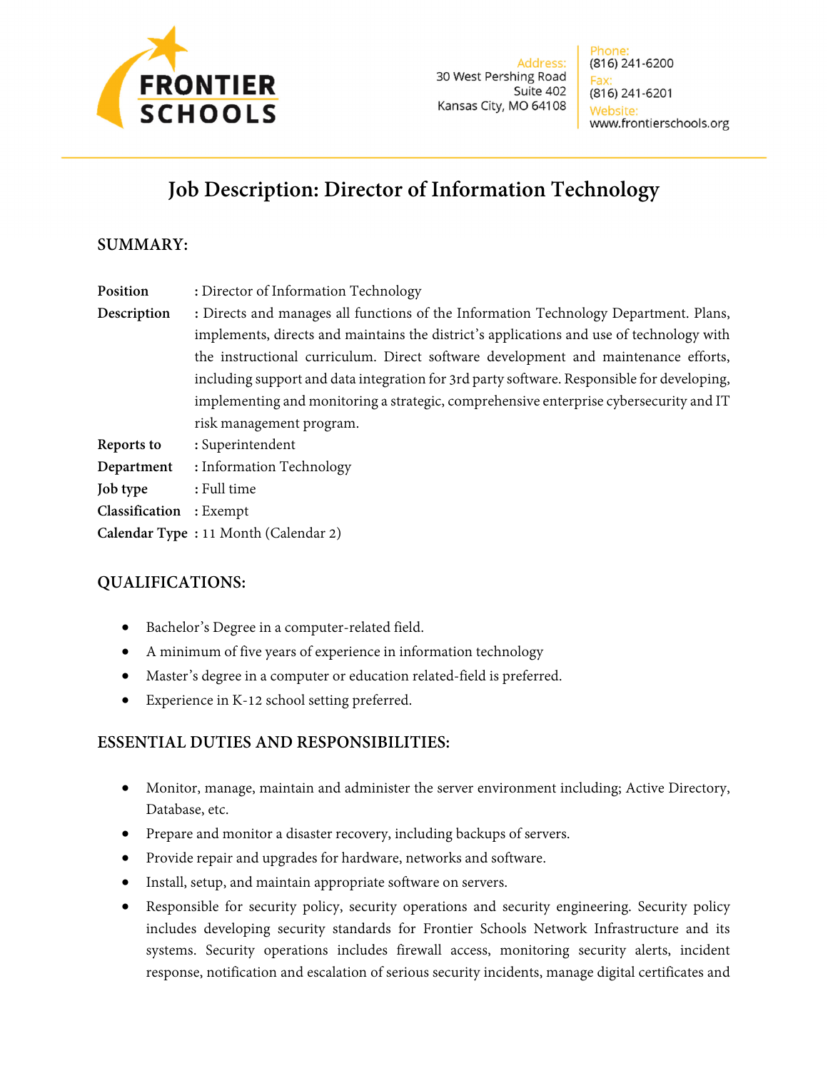FRONTIER SCHOOLS

Address:
30 West Pershing Road
Suite 402
Kansas City, MO 64108

Phone:
(816) 241-6200
Fax:
(816) 241-6201
Website:
www.frontierschools.org

# Job Description: Director of Information Technology

## SUMMARY:

| | |
|---|---|
| **Position** | : Director of Information Technology |
| **Description** | : Directs and manages all functions of the Information Technology Department. Plans, implements, directs and maintains the district's applications and use of technology with the instructional curriculum. Direct software development and maintenance efforts, including support and data integration for 3rd party software. Responsible for developing, implementing and monitoring a strategic, comprehensive enterprise cybersecurity and IT risk management program. |
| **Reports to** | : Superintendent |
| **Department** | : Information Technology |
| **Job type** | : Full time |
| **Classification** | : Exempt |
| **Calendar Type** | : 11 Month (Calendar 2) |

## QUALIFICATIONS:

- Bachelor's Degree in a computer-related field.
- A minimum of five years of experience in information technology
- Master's degree in a computer or education related-field is preferred.
- Experience in K-12 school setting preferred.

## ESSENTIAL DUTIES AND RESPONSIBILITIES:

- Monitor, manage, maintain and administer the server environment including; Active Directory, Database, etc.
- Prepare and monitor a disaster recovery, including backups of servers.
- Provide repair and upgrades for hardware, networks and software.
- Install, setup, and maintain appropriate software on servers.
- Responsible for security policy, security operations and security engineering. Security policy includes developing security standards for Frontier Schools Network Infrastructure and its systems. Security operations includes firewall access, monitoring security alerts, incident response, notification and escalation of serious security incidents, manage digital certificates and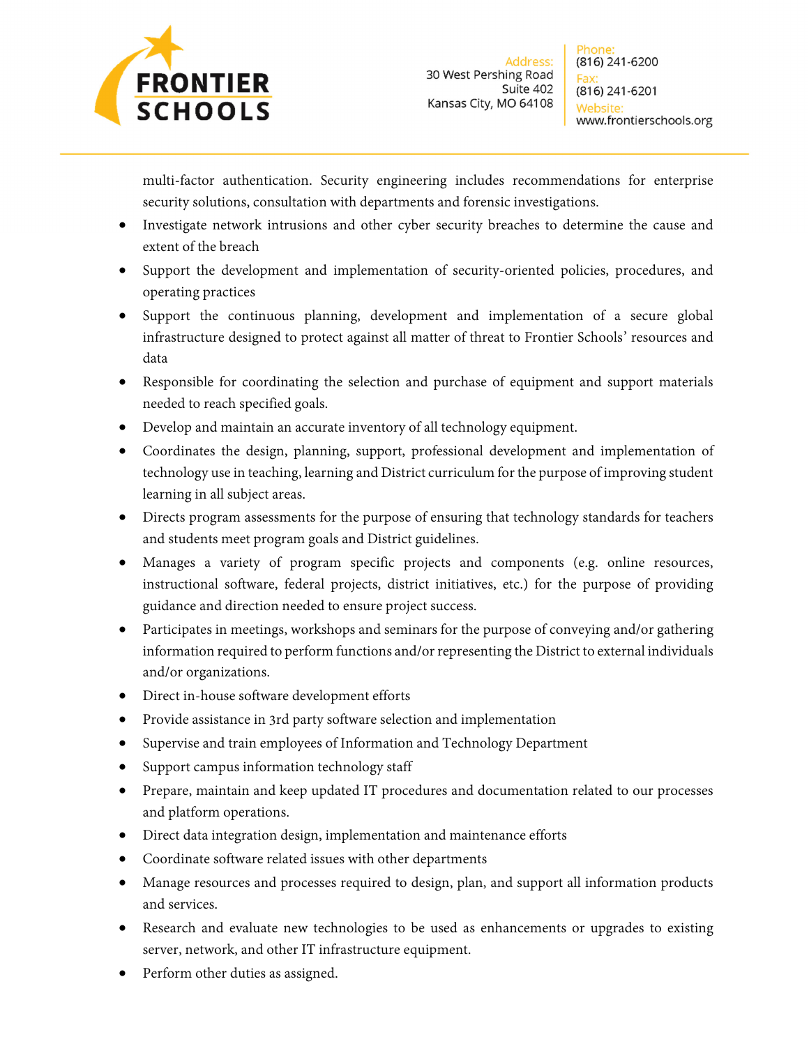multi-factor authentication. Security engineering includes recommendations for enterprise security solutions, consultation with departments and forensic investigations.

- Investigate network intrusions and other cyber security breaches to determine the cause and extent of the breach
- Support the development and implementation of security-oriented policies, procedures, and operating practices
- Support the continuous planning, development and implementation of a secure global infrastructure designed to protect against all matter of threat to Frontier Schools' resources and data
- Responsible for coordinating the selection and purchase of equipment and support materials needed to reach specified goals.
- Develop and maintain an accurate inventory of all technology equipment.
- Coordinates the design, planning, support, professional development and implementation of technology use in teaching, learning and District curriculum for the purpose of improving student learning in all subject areas.
- Directs program assessments for the purpose of ensuring that technology standards for teachers and students meet program goals and District guidelines.
- Manages a variety of program specific projects and components (e.g. online resources, instructional software, federal projects, district initiatives, etc.) for the purpose of providing guidance and direction needed to ensure project success.
- Participates in meetings, workshops and seminars for the purpose of conveying and/or gathering information required to perform functions and/or representing the District to external individuals and/or organizations.
- Direct in-house software development efforts
- Provide assistance in 3rd party software selection and implementation
- Supervise and train employees of Information and Technology Department
- Support campus information technology staff
- Prepare, maintain and keep updated IT procedures and documentation related to our processes and platform operations.
- Direct data integration design, implementation and maintenance efforts
- Coordinate software related issues with other departments
- Manage resources and processes required to design, plan, and support all information products and services.
- Research and evaluate new technologies to be used as enhancements or upgrades to existing server, network, and other IT infrastructure equipment.
- Perform other duties as assigned.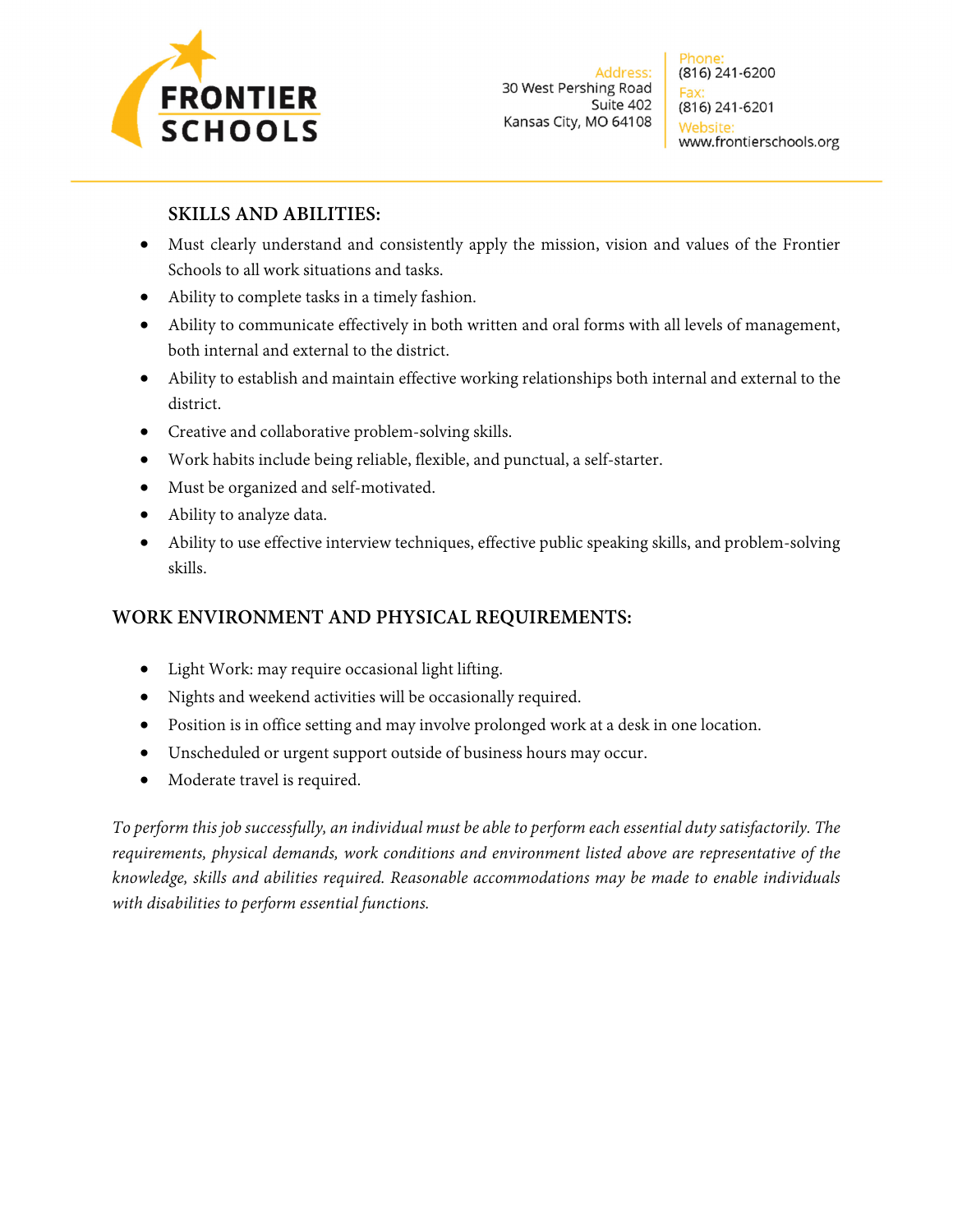## SKILLS AND ABILITIES:

- Must clearly understand and consistently apply the mission, vision and values of the Frontier Schools to all work situations and tasks.
- Ability to complete tasks in a timely fashion.
- Ability to communicate effectively in both written and oral forms with all levels of management, both internal and external to the district.
- Ability to establish and maintain effective working relationships both internal and external to the district.
- Creative and collaborative problem-solving skills.
- Work habits include being reliable, flexible, and punctual, a self-starter.
- Must be organized and self-motivated.
- Ability to analyze data.
- Ability to use effective interview techniques, effective public speaking skills, and problem-solving skills.

## WORK ENVIRONMENT AND PHYSICAL REQUIREMENTS:

- Light Work: may require occasional light lifting.
- Nights and weekend activities will be occasionally required.
- Position is in office setting and may involve prolonged work at a desk in one location.
- Unscheduled or urgent support outside of business hours may occur.
- Moderate travel is required.

*To perform this job successfully, an individual must be able to perform each essential duty satisfactorily. The requirements, physical demands, work conditions and environment listed above are representative of the knowledge, skills and abilities required. Reasonable accommodations may be made to enable individuals with disabilities to perform essential functions.*